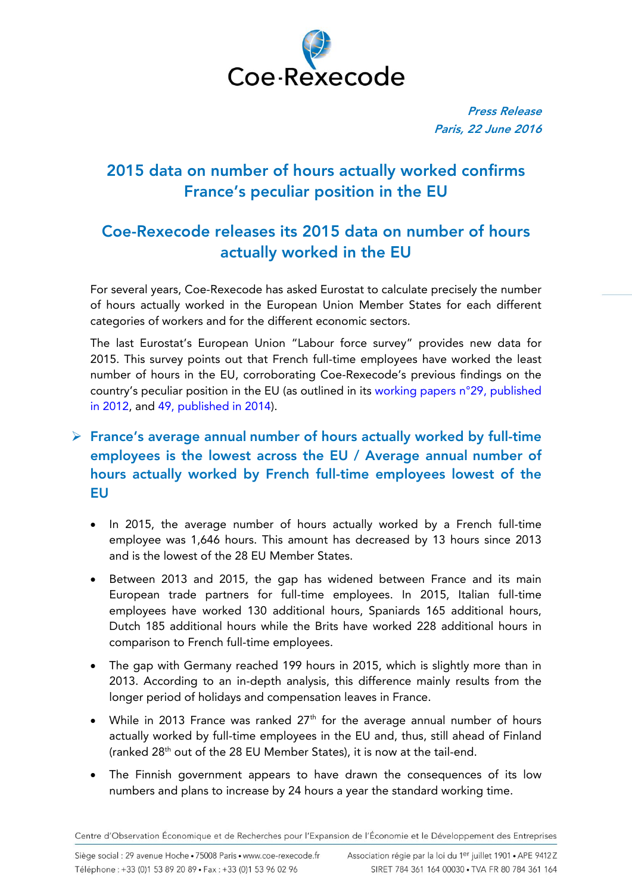Coe-Rexecode

*Press Release*
*Paris, 22 June 2016*

# 2015 data on number of hours actually worked confirms France's peculiar position in the EU

## Coe-Rexecode releases its 2015 data on number of hours actually worked in the EU

For several years, Coe-Rexecode has asked Eurostat to calculate precisely the number of hours actually worked in the European Union Member States for each different categories of workers and for the different economic sectors.

The last Eurostat's European Union "Labour force survey" provides new data for 2015. This survey points out that French full-time employees have worked the least number of hours in the EU, corroborating Coe-Rexecode's previous findings on the country's peculiar position in the EU (as outlined in its working papers n°29, published in 2012, and 49, published in 2014).

### France's average annual number of hours actually worked by full-time employees is the lowest across the EU / Average annual number of hours actually worked by French full-time employees lowest of the EU

- In 2015, the average number of hours actually worked by a French full-time employee was 1,646 hours. This amount has decreased by 13 hours since 2013 and is the lowest of the 28 EU Member States.
- Between 2013 and 2015, the gap has widened between France and its main European trade partners for full-time employees. In 2015, Italian full-time employees have worked 130 additional hours, Spaniards 165 additional hours, Dutch 185 additional hours while the Brits have worked 228 additional hours in comparison to French full-time employees.
- The gap with Germany reached 199 hours in 2015, which is slightly more than in 2013. According to an in-depth analysis, this difference mainly results from the longer period of holidays and compensation leaves in France.
- While in 2013 France was ranked 27th for the average annual number of hours actually worked by full-time employees in the EU and, thus, still ahead of Finland (ranked 28th out of the 28 EU Member States), it is now at the tail-end.
- The Finnish government appears to have drawn the consequences of its low numbers and plans to increase by 24 hours a year the standard working time.

Centre d'Observation Économique et de Recherches pour l'Expansion de l'Économie et le Développement des Entreprises

Siège social : 29 avenue Hoche • 75008 Paris • www.coe-rexecode.fr
Téléphone : +33 (0)1 53 89 20 89 • Fax : +33 (0)1 53 96 02 96

Association régie par la loi du 1er juillet 1901 • APE 9412Z
SIRET 784 361 164 00030 • TVA FR 80 784 361 164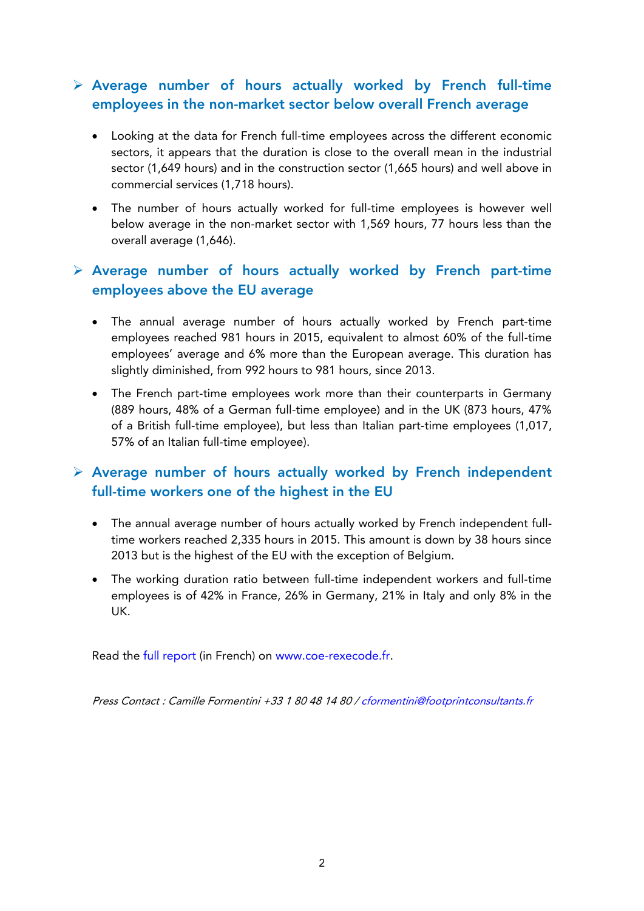## Average number of hours actually worked by French full-time employees in the non-market sector below overall French average

- Looking at the data for French full-time employees across the different economic sectors, it appears that the duration is close to the overall mean in the industrial sector (1,649 hours) and in the construction sector (1,665 hours) and well above in commercial services (1,718 hours).
- The number of hours actually worked for full-time employees is however well below average in the non-market sector with 1,569 hours, 77 hours less than the overall average (1,646).

## Average number of hours actually worked by French part-time employees above the EU average

- The annual average number of hours actually worked by French part-time employees reached 981 hours in 2015, equivalent to almost 60% of the full-time employees' average and 6% more than the European average. This duration has slightly diminished, from 992 hours to 981 hours, since 2013.
- The French part-time employees work more than their counterparts in Germany (889 hours, 48% of a German full-time employee) and in the UK (873 hours, 47% of a British full-time employee), but less than Italian part-time employees (1,017, 57% of an Italian full-time employee).

## Average number of hours actually worked by French independent full-time workers one of the highest in the EU

- The annual average number of hours actually worked by French independent full-time workers reached 2,335 hours in 2015. This amount is down by 38 hours since 2013 but is the highest of the EU with the exception of Belgium.
- The working duration ratio between full-time independent workers and full-time employees is of 42% in France, 26% in Germany, 21% in Italy and only 8% in the UK.

Read the full report (in French) on www.coe-rexecode.fr.

*Press Contact : Camille Formentini +33 1 80 48 14 80 / cformentini@footprintconsultants.fr*